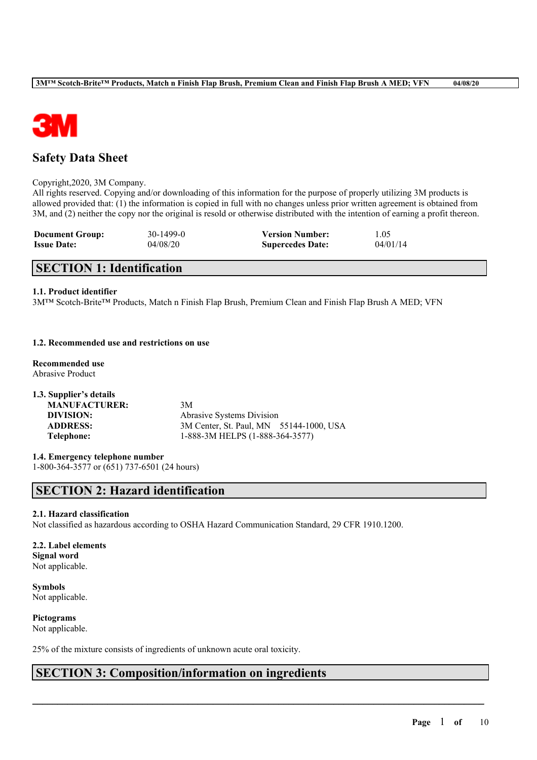# Safety Data Sheet

Copyright,2020, 3M Company.
All rights reserved. Copying and/or downloading of this information for the purpose of properly utilizing 3M products is allowed provided that: (1) the information is copied in full with no changes unless prior written agreement is obtained from 3M, and (2) neither the copy nor the original is resold or otherwise distributed with the intention of earning a profit thereon.

| | | | |
|---|---|---|---|
| **Document Group:** | 30-1499-0 | **Version Number:** | 1.05 |
| **Issue Date:** | 04/08/20 | **Supercedes Date:** | 04/01/14 |

## SECTION 1: Identification

### 1.1. Product identifier

3M™ Scotch-Brite™ Products, Match n Finish Flap Brush, Premium Clean and Finish Flap Brush A MED; VFN

### 1.2. Recommended use and restrictions on use

**Recommended use**
Abrasive Product

### 1.3. Supplier's details

| | |
|---|---|
| **MANUFACTURER:** | 3M |
| **DIVISION:** | Abrasive Systems Division |
| **ADDRESS:** | 3M Center, St. Paul, MN 55144-1000, USA |
| **Telephone:** | 1-888-3M HELPS (1-888-364-3577) |

### 1.4. Emergency telephone number

1-800-364-3577 or (651) 737-6501 (24 hours)

## SECTION 2: Hazard identification

### 2.1. Hazard classification

Not classified as hazardous according to OSHA Hazard Communication Standard, 29 CFR 1910.1200.

### 2.2. Label elements

**Signal word**
Not applicable.

**Symbols**
Not applicable.

**Pictograms**
Not applicable.

25% of the mixture consists of ingredients of unknown acute oral toxicity.

## SECTION 3: Composition/information on ingredients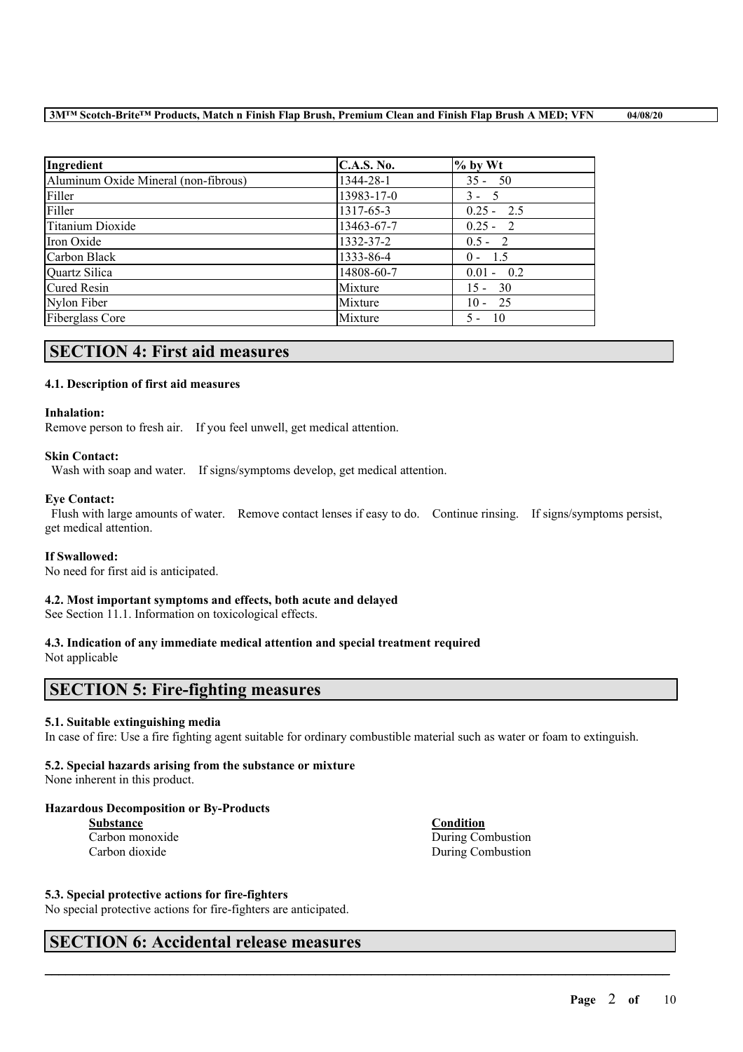| Ingredient | C.A.S. No. | % by Wt |
| --- | --- | --- |
| Aluminum Oxide Mineral (non-fibrous) | 1344-28-1 | 35 - 50 |
| Filler | 13983-17-0 | 3 - 5 |
| Filler | 1317-65-3 | 0.25 - 2.5 |
| Titanium Dioxide | 13463-67-7 | 0.25 - 2 |
| Iron Oxide | 1332-37-2 | 0.5 - 2 |
| Carbon Black | 1333-86-4 | 0 - 1.5 |
| Quartz Silica | 14808-60-7 | 0.01 - 0.2 |
| Cured Resin | Mixture | 15 - 30 |
| Nylon Fiber | Mixture | 10 - 25 |
| Fiberglass Core | Mixture | 5 - 10 |

## SECTION 4: First aid measures

### 4.1. Description of first aid measures

**Inhalation:**
Remove person to fresh air. If you feel unwell, get medical attention.

**Skin Contact:**
Wash with soap and water. If signs/symptoms develop, get medical attention.

**Eye Contact:**
Flush with large amounts of water. Remove contact lenses if easy to do. Continue rinsing. If signs/symptoms persist, get medical attention.

**If Swallowed:**
No need for first aid is anticipated.

### 4.2. Most important symptoms and effects, both acute and delayed

See Section 11.1. Information on toxicological effects.

### 4.3. Indication of any immediate medical attention and special treatment required

Not applicable

## SECTION 5: Fire-fighting measures

### 5.1. Suitable extinguishing media

In case of fire: Use a fire fighting agent suitable for ordinary combustible material such as water or foam to extinguish.

### 5.2. Special hazards arising from the substance or mixture

None inherent in this product.

**Hazardous Decomposition or By-Products**

| Substance | Condition |
| --- | --- |
| Carbon monoxide | During Combustion |
| Carbon dioxide | During Combustion |

### 5.3. Special protective actions for fire-fighters

No special protective actions for fire-fighters are anticipated.

## SECTION 6: Accidental release measures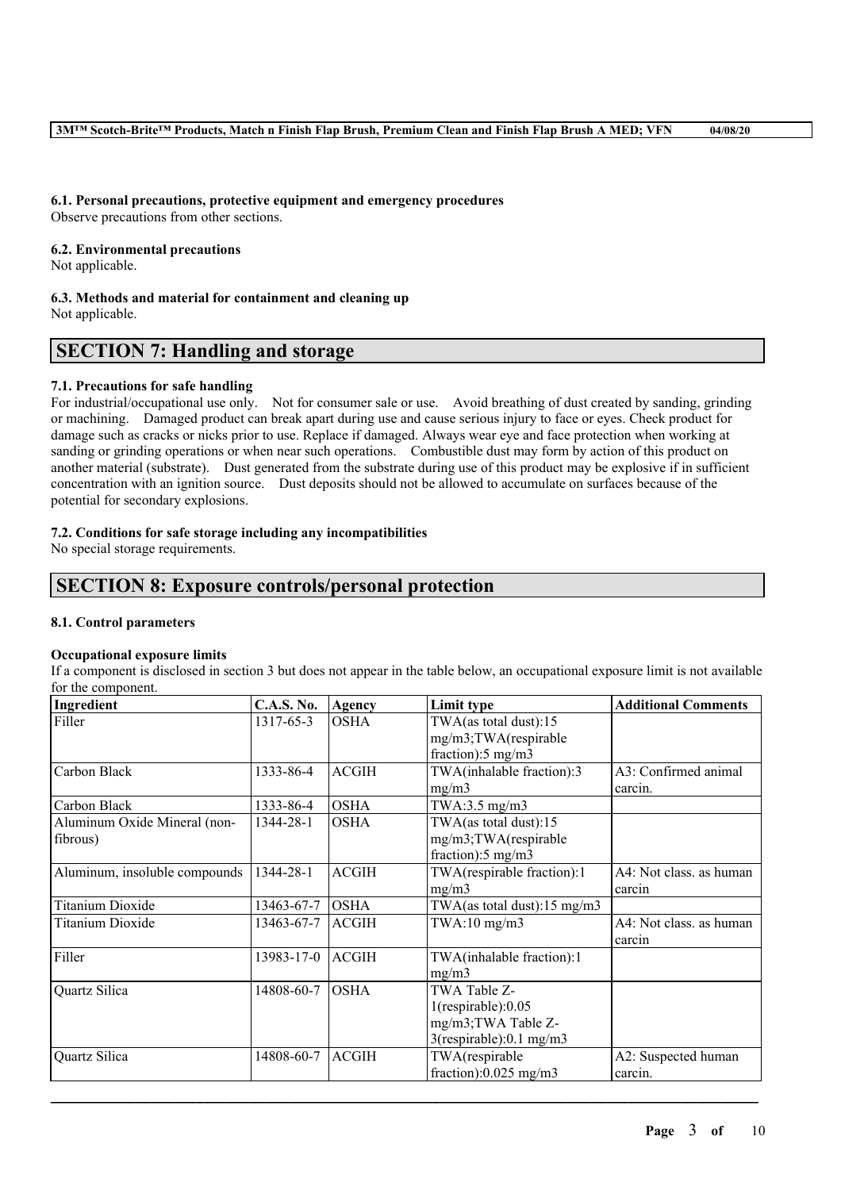#### 6.1. Personal precautions, protective equipment and emergency procedures

Observe precautions from other sections.

#### 6.2. Environmental precautions

Not applicable.

#### 6.3. Methods and material for containment and cleaning up

Not applicable.

## SECTION 7: Handling and storage

#### 7.1. Precautions for safe handling

For industrial/occupational use only. Not for consumer sale or use. Avoid breathing of dust created by sanding, grinding or machining. Damaged product can break apart during use and cause serious injury to face or eyes. Check product for damage such as cracks or nicks prior to use. Replace if damaged. Always wear eye and face protection when working at sanding or grinding operations or when near such operations. Combustible dust may form by action of this product on another material (substrate). Dust generated from the substrate during use of this product may be explosive if in sufficient concentration with an ignition source. Dust deposits should not be allowed to accumulate on surfaces because of the potential for secondary explosions.

#### 7.2. Conditions for safe storage including any incompatibilities

No special storage requirements.

## SECTION 8: Exposure controls/personal protection

#### 8.1. Control parameters

**Occupational exposure limits**

If a component is disclosed in section 3 but does not appear in the table below, an occupational exposure limit is not available for the component.

| Ingredient | C.A.S. No. | Agency | Limit type | Additional Comments |
|---|---|---|---|---|
| Filler | 1317-65-3 | OSHA | TWA(as total dust):15 mg/m3;TWA(respirable fraction):5 mg/m3 | |
| Carbon Black | 1333-86-4 | ACGIH | TWA(inhalable fraction):3 mg/m3 | A3: Confirmed animal carcin. |
| Carbon Black | 1333-86-4 | OSHA | TWA:3.5 mg/m3 | |
| Aluminum Oxide Mineral (non-fibrous) | 1344-28-1 | OSHA | TWA(as total dust):15 mg/m3;TWA(respirable fraction):5 mg/m3 | |
| Aluminum, insoluble compounds | 1344-28-1 | ACGIH | TWA(respirable fraction):1 mg/m3 | A4: Not class. as human carcin |
| Titanium Dioxide | 13463-67-7 | OSHA | TWA(as total dust):15 mg/m3 | |
| Titanium Dioxide | 13463-67-7 | ACGIH | TWA:10 mg/m3 | A4: Not class. as human carcin |
| Filler | 13983-17-0 | ACGIH | TWA(inhalable fraction):1 mg/m3 | |
| Quartz Silica | 14808-60-7 | OSHA | TWA Table Z-1(respirable):0.05 mg/m3;TWA Table Z-3(respirable):0.1 mg/m3 | |
| Quartz Silica | 14808-60-7 | ACGIH | TWA(respirable fraction):0.025 mg/m3 | A2: Suspected human carcin. |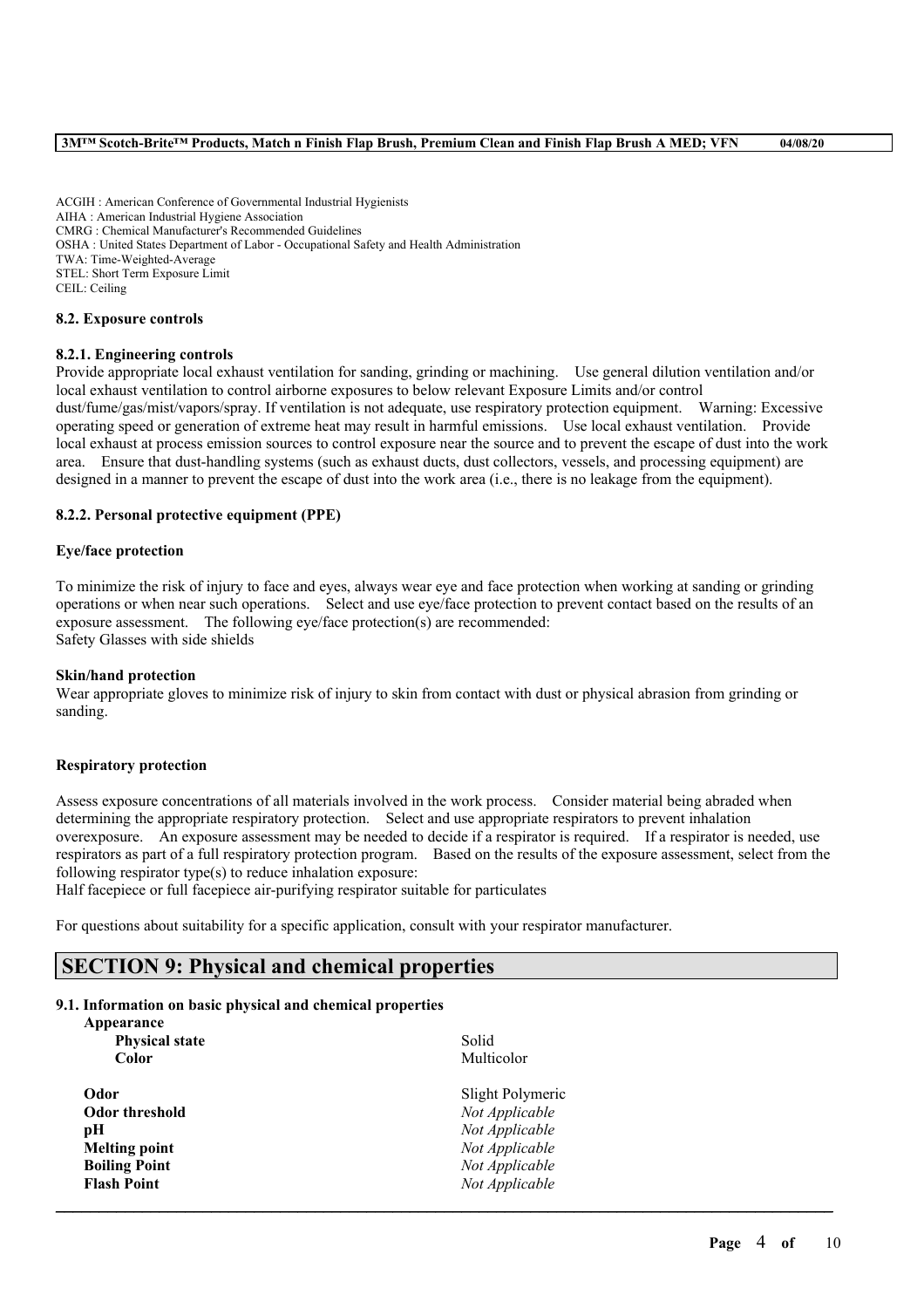ACGIH : American Conference of Governmental Industrial Hygienists
AIHA : American Industrial Hygiene Association
CMRG : Chemical Manufacturer's Recommended Guidelines
OSHA : United States Department of Labor - Occupational Safety and Health Administration
TWA: Time-Weighted-Average
STEL: Short Term Exposure Limit
CEIL: Ceiling

### 8.2. Exposure controls

#### 8.2.1. Engineering controls

Provide appropriate local exhaust ventilation for sanding, grinding or machining. Use general dilution ventilation and/or local exhaust ventilation to control airborne exposures to below relevant Exposure Limits and/or control dust/fume/gas/mist/vapors/spray. If ventilation is not adequate, use respiratory protection equipment. Warning: Excessive operating speed or generation of extreme heat may result in harmful emissions. Use local exhaust ventilation. Provide local exhaust at process emission sources to control exposure near the source and to prevent the escape of dust into the work area. Ensure that dust-handling systems (such as exhaust ducts, dust collectors, vessels, and processing equipment) are designed in a manner to prevent the escape of dust into the work area (i.e., there is no leakage from the equipment).

#### 8.2.2. Personal protective equipment (PPE)

**Eye/face protection**

To minimize the risk of injury to face and eyes, always wear eye and face protection when working at sanding or grinding operations or when near such operations. Select and use eye/face protection to prevent contact based on the results of an exposure assessment. The following eye/face protection(s) are recommended:
Safety Glasses with side shields

**Skin/hand protection**

Wear appropriate gloves to minimize risk of injury to skin from contact with dust or physical abrasion from grinding or sanding.

**Respiratory protection**

Assess exposure concentrations of all materials involved in the work process. Consider material being abraded when determining the appropriate respiratory protection. Select and use appropriate respirators to prevent inhalation overexposure. An exposure assessment may be needed to decide if a respirator is required. If a respirator is needed, use respirators as part of a full respiratory protection program. Based on the results of the exposure assessment, select from the following respirator type(s) to reduce inhalation exposure:
Half facepiece or full facepiece air-purifying respirator suitable for particulates

For questions about suitability for a specific application, consult with your respirator manufacturer.

## SECTION 9: Physical and chemical properties

### 9.1. Information on basic physical and chemical properties

| | |
|---|---|
| **Appearance** | |
| **Physical state** | Solid |
| **Color** | Multicolor |
| **Odor** | Slight Polymeric |
| **Odor threshold** | *Not Applicable* |
| **pH** | *Not Applicable* |
| **Melting point** | *Not Applicable* |
| **Boiling Point** | *Not Applicable* |
| **Flash Point** | *Not Applicable* |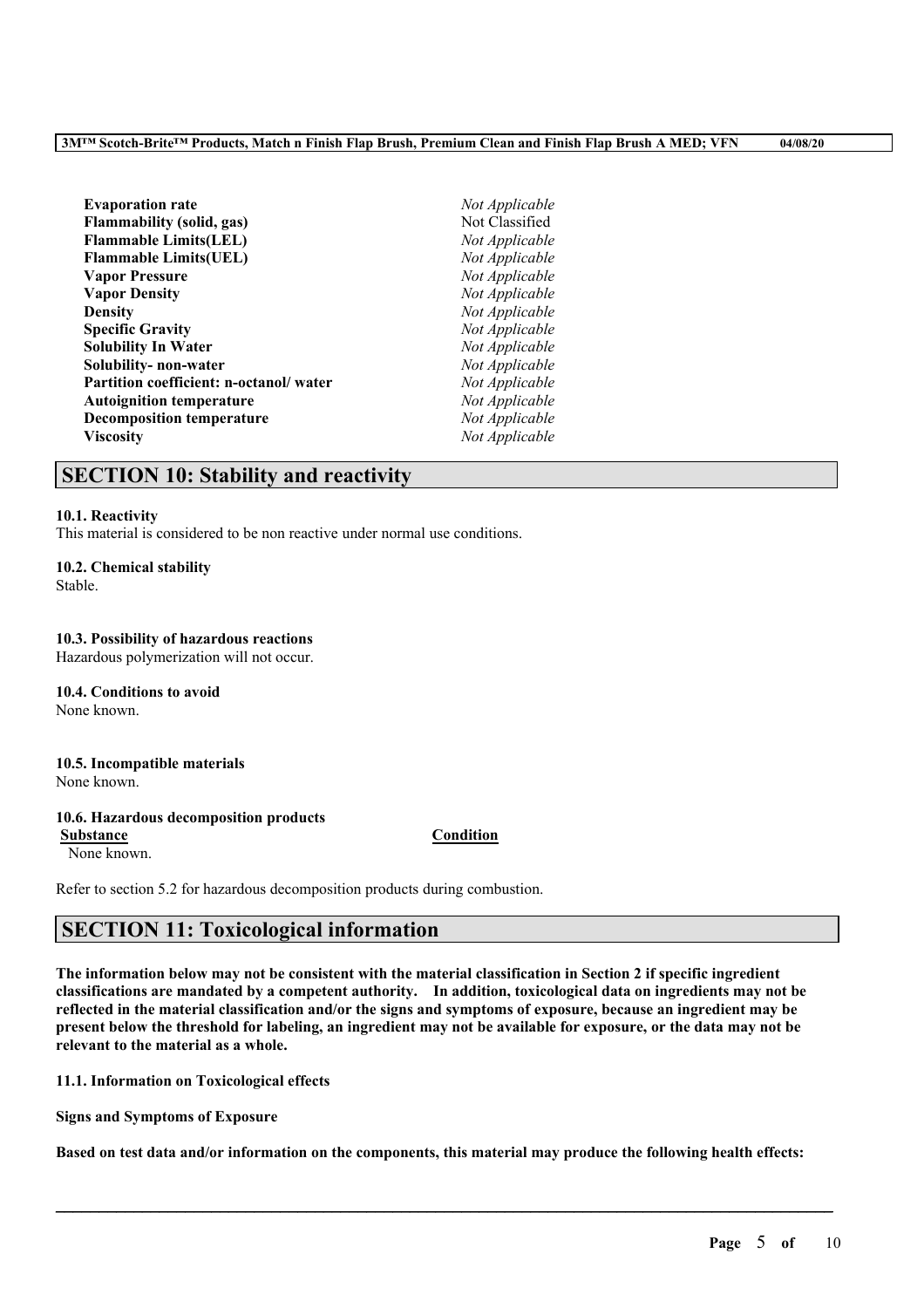| | |
|---|---|
| **Evaporation rate** | *Not Applicable* |
| **Flammability (solid, gas)** | Not Classified |
| **Flammable Limits(LEL)** | *Not Applicable* |
| **Flammable Limits(UEL)** | *Not Applicable* |
| **Vapor Pressure** | *Not Applicable* |
| **Vapor Density** | *Not Applicable* |
| **Density** | *Not Applicable* |
| **Specific Gravity** | *Not Applicable* |
| **Solubility In Water** | *Not Applicable* |
| **Solubility- non-water** | *Not Applicable* |
| **Partition coefficient: n-octanol/ water** | *Not Applicable* |
| **Autoignition temperature** | *Not Applicable* |
| **Decomposition temperature** | *Not Applicable* |
| **Viscosity** | *Not Applicable* |

## SECTION 10: Stability and reactivity

**10.1. Reactivity**
This material is considered to be non reactive under normal use conditions.

**10.2. Chemical stability**
Stable.

**10.3. Possibility of hazardous reactions**
Hazardous polymerization will not occur.

**10.4. Conditions to avoid**
None known.

**10.5. Incompatible materials**
None known.

**10.6. Hazardous decomposition products**

| Substance | Condition |
|---|---|
| None known. | |

Refer to section 5.2 for hazardous decomposition products during combustion.

## SECTION 11: Toxicological information

**The information below may not be consistent with the material classification in Section 2 if specific ingredient classifications are mandated by a competent authority. In addition, toxicological data on ingredients may not be reflected in the material classification and/or the signs and symptoms of exposure, because an ingredient may be present below the threshold for labeling, an ingredient may not be available for exposure, or the data may not be relevant to the material as a whole.**

**11.1. Information on Toxicological effects**

**Signs and Symptoms of Exposure**

**Based on test data and/or information on the components, this material may produce the following health effects:**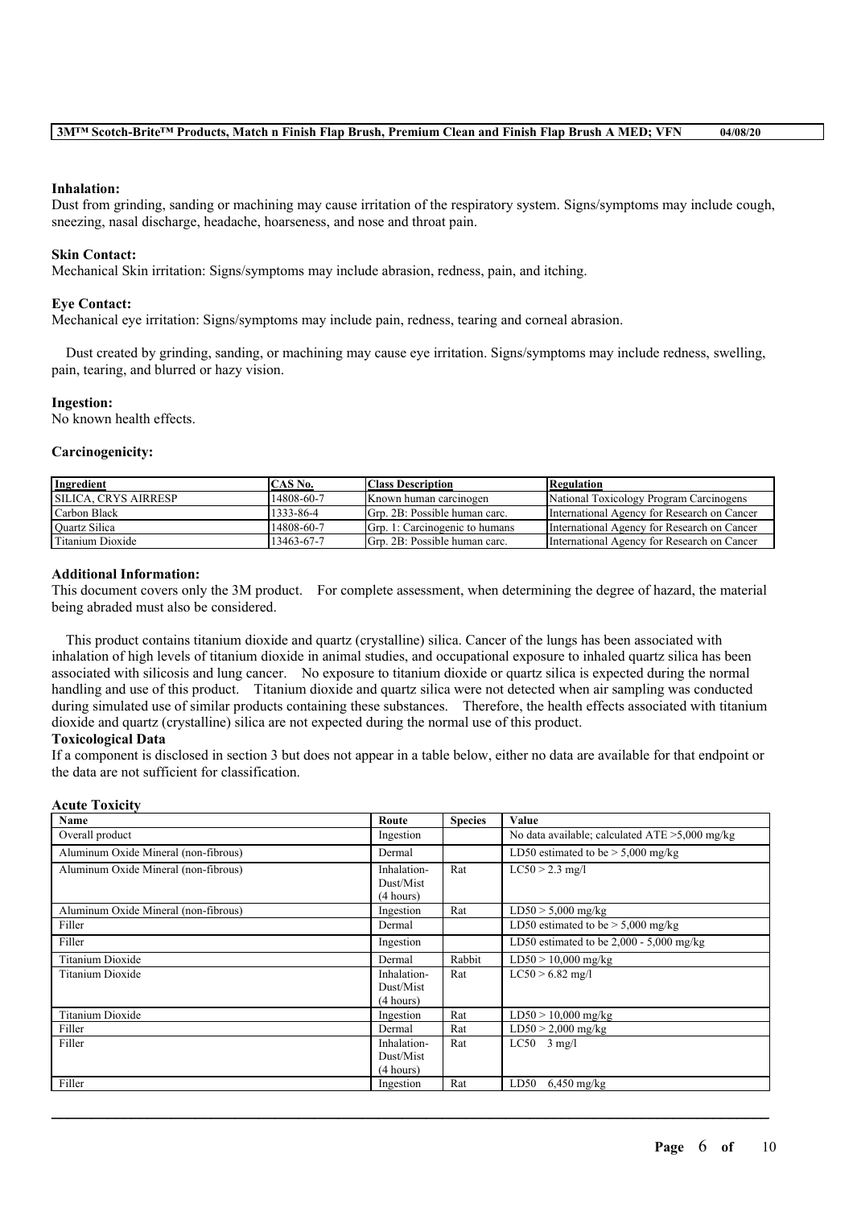**Inhalation:**
Dust from grinding, sanding or machining may cause irritation of the respiratory system. Signs/symptoms may include cough, sneezing, nasal discharge, headache, hoarseness, and nose and throat pain.

**Skin Contact:**
Mechanical Skin irritation: Signs/symptoms may include abrasion, redness, pain, and itching.

**Eye Contact:**
Mechanical eye irritation: Signs/symptoms may include pain, redness, tearing and corneal abrasion.

Dust created by grinding, sanding, or machining may cause eye irritation. Signs/symptoms may include redness, swelling, pain, tearing, and blurred or hazy vision.

**Ingestion:**
No known health effects.

**Carcinogenicity:**

| Ingredient | CAS No. | Class Description | Regulation |
| --- | --- | --- | --- |
| SILICA, CRYS AIRRESP | 14808-60-7 | Known human carcinogen | National Toxicology Program Carcinogens |
| Carbon Black | 1333-86-4 | Grp. 2B: Possible human carc. | International Agency for Research on Cancer |
| Quartz Silica | 14808-60-7 | Grp. 1: Carcinogenic to humans | International Agency for Research on Cancer |
| Titanium Dioxide | 13463-67-7 | Grp. 2B: Possible human carc. | International Agency for Research on Cancer |

**Additional Information:**
This document covers only the 3M product. For complete assessment, when determining the degree of hazard, the material being abraded must also be considered.

This product contains titanium dioxide and quartz (crystalline) silica. Cancer of the lungs has been associated with inhalation of high levels of titanium dioxide in animal studies, and occupational exposure to inhaled quartz silica has been associated with silicosis and lung cancer. No exposure to titanium dioxide or quartz silica is expected during the normal handling and use of this product. Titanium dioxide and quartz silica were not detected when air sampling was conducted during simulated use of similar products containing these substances. Therefore, the health effects associated with titanium dioxide and quartz (crystalline) silica are not expected during the normal use of this product.

**Toxicological Data**
If a component is disclosed in section 3 but does not appear in a table below, either no data are available for that endpoint or the data are not sufficient for classification.

**Acute Toxicity**

| Name | Route | Species | Value |
| --- | --- | --- | --- |
| Overall product | Ingestion | | No data available; calculated ATE >5,000 mg/kg |
| Aluminum Oxide Mineral (non-fibrous) | Dermal | | LD50 estimated to be > 5,000 mg/kg |
| Aluminum Oxide Mineral (non-fibrous) | Inhalation-Dust/Mist (4 hours) | Rat | LC50 > 2.3 mg/l |
| Aluminum Oxide Mineral (non-fibrous) | Ingestion | Rat | LD50 > 5,000 mg/kg |
| Filler | Dermal | | LD50 estimated to be > 5,000 mg/kg |
| Filler | Ingestion | | LD50 estimated to be 2,000 - 5,000 mg/kg |
| Titanium Dioxide | Dermal | Rabbit | LD50 > 10,000 mg/kg |
| Titanium Dioxide | Inhalation-Dust/Mist (4 hours) | Rat | LC50 > 6.82 mg/l |
| Titanium Dioxide | Ingestion | Rat | LD50 > 10,000 mg/kg |
| Filler | Dermal | Rat | LD50 > 2,000 mg/kg |
| Filler | Inhalation-Dust/Mist (4 hours) | Rat | LC50 3 mg/l |
| Filler | Ingestion | Rat | LD50 6,450 mg/kg |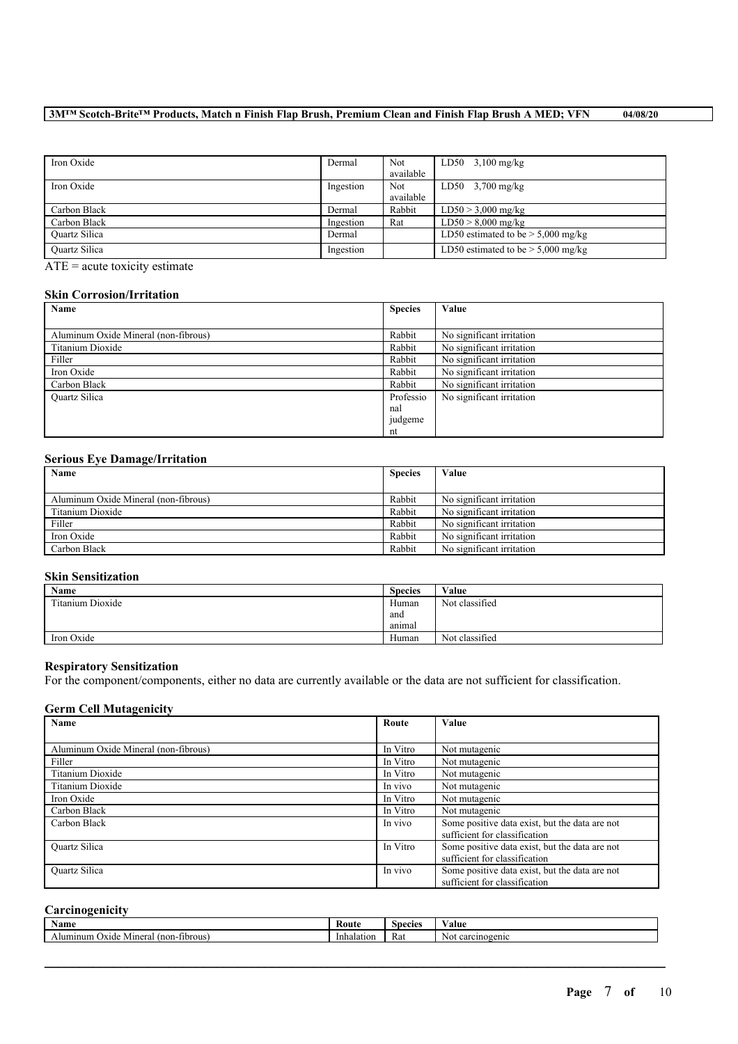| Iron Oxide | Dermal | Not available | LD50 3,100 mg/kg |
|---|---|---|---|
| Iron Oxide | Ingestion | Not available | LD50 3,700 mg/kg |
| Carbon Black | Dermal | Rabbit | LD50 > 3,000 mg/kg |
| Carbon Black | Ingestion | Rat | LD50 > 8,000 mg/kg |
| Quartz Silica | Dermal | | LD50 estimated to be > 5,000 mg/kg |
| Quartz Silica | Ingestion | | LD50 estimated to be > 5,000 mg/kg |

ATE = acute toxicity estimate

### Skin Corrosion/Irritation

| Name | Species | Value |
|---|---|---|
| Aluminum Oxide Mineral (non-fibrous) | Rabbit | No significant irritation |
| Titanium Dioxide | Rabbit | No significant irritation |
| Filler | Rabbit | No significant irritation |
| Iron Oxide | Rabbit | No significant irritation |
| Carbon Black | Rabbit | No significant irritation |
| Quartz Silica | Professional judgement | No significant irritation |

### Serious Eye Damage/Irritation

| Name | Species | Value |
|---|---|---|
| Aluminum Oxide Mineral (non-fibrous) | Rabbit | No significant irritation |
| Titanium Dioxide | Rabbit | No significant irritation |
| Filler | Rabbit | No significant irritation |
| Iron Oxide | Rabbit | No significant irritation |
| Carbon Black | Rabbit | No significant irritation |

### Skin Sensitization

| Name | Species | Value |
|---|---|---|
| Titanium Dioxide | Human and animal | Not classified |
| Iron Oxide | Human | Not classified |

### Respiratory Sensitization

For the component/components, either no data are currently available or the data are not sufficient for classification.

### Germ Cell Mutagenicity

| Name | Route | Value |
|---|---|---|
| Aluminum Oxide Mineral (non-fibrous) | In Vitro | Not mutagenic |
| Filler | In Vitro | Not mutagenic |
| Titanium Dioxide | In Vitro | Not mutagenic |
| Titanium Dioxide | In vivo | Not mutagenic |
| Iron Oxide | In Vitro | Not mutagenic |
| Carbon Black | In Vitro | Not mutagenic |
| Carbon Black | In vivo | Some positive data exist, but the data are not sufficient for classification |
| Quartz Silica | In Vitro | Some positive data exist, but the data are not sufficient for classification |
| Quartz Silica | In vivo | Some positive data exist, but the data are not sufficient for classification |

### Carcinogenicity

| Name | Route | Species | Value |
|---|---|---|---|
| Aluminum Oxide Mineral (non-fibrous) | Inhalation | Rat | Not carcinogenic |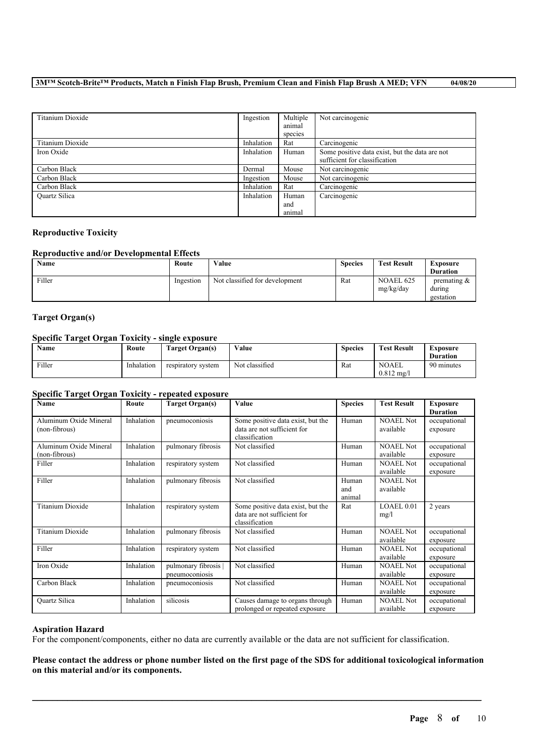| Titanium Dioxide | Ingestion | Multiple animal species | Not carcinogenic |
|---|---|---|---|
| Titanium Dioxide | Inhalation | Rat | Carcinogenic |
| Iron Oxide | Inhalation | Human | Some positive data exist, but the data are not sufficient for classification |
| Carbon Black | Dermal | Mouse | Not carcinogenic |
| Carbon Black | Ingestion | Mouse | Not carcinogenic |
| Carbon Black | Inhalation | Rat | Carcinogenic |
| Quartz Silica | Inhalation | Human and animal | Carcinogenic |

### Reproductive Toxicity

#### Reproductive and/or Developmental Effects

| Name | Route | Value | Species | Test Result | Exposure Duration |
|---|---|---|---|---|---|
| Filler | Ingestion | Not classified for development | Rat | NOAEL 625 mg/kg/day | premating & during gestation |

### Target Organ(s)

#### Specific Target Organ Toxicity - single exposure

| Name | Route | Target Organ(s) | Value | Species | Test Result | Exposure Duration |
|---|---|---|---|---|---|---|
| Filler | Inhalation | respiratory system | Not classified | Rat | NOAEL 0.812 mg/l | 90 minutes |

#### Specific Target Organ Toxicity - repeated exposure

| Name | Route | Target Organ(s) | Value | Species | Test Result | Exposure Duration |
|---|---|---|---|---|---|---|
| Aluminum Oxide Mineral (non-fibrous) | Inhalation | pneumoconiosis | Some positive data exist, but the data are not sufficient for classification | Human | NOAEL Not available | occupational exposure |
| Aluminum Oxide Mineral (non-fibrous) | Inhalation | pulmonary fibrosis | Not classified | Human | NOAEL Not available | occupational exposure |
| Filler | Inhalation | respiratory system | Not classified | Human | NOAEL Not available | occupational exposure |
| Filler | Inhalation | pulmonary fibrosis | Not classified | Human and animal | NOAEL Not available | |
| Titanium Dioxide | Inhalation | respiratory system | Some positive data exist, but the data are not sufficient for classification | Rat | LOAEL 0.01 mg/l | 2 years |
| Titanium Dioxide | Inhalation | pulmonary fibrosis | Not classified | Human | NOAEL Not available | occupational exposure |
| Filler | Inhalation | respiratory system | Not classified | Human | NOAEL Not available | occupational exposure |
| Iron Oxide | Inhalation | pulmonary fibrosis \| pneumoconiosis | Not classified | Human | NOAEL Not available | occupational exposure |
| Carbon Black | Inhalation | pneumoconiosis | Not classified | Human | NOAEL Not available | occupational exposure |
| Quartz Silica | Inhalation | silicosis | Causes damage to organs through prolonged or repeated exposure | Human | NOAEL Not available | occupational exposure |

### Aspiration Hazard

For the component/components, either no data are currently available or the data are not sufficient for classification.

**Please contact the address or phone number listed on the first page of the SDS for additional toxicological information on this material and/or its components.**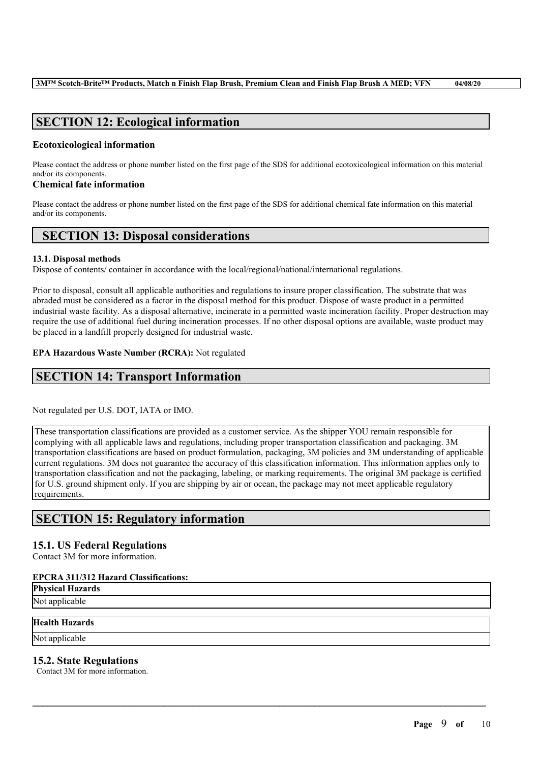## SECTION 12: Ecological information

### Ecotoxicological information

Please contact the address or phone number listed on the first page of the SDS for additional ecotoxicological information on this material and/or its components.

### Chemical fate information

Please contact the address or phone number listed on the first page of the SDS for additional chemical fate information on this material and/or its components.

## SECTION 13: Disposal considerations

**13.1. Disposal methods**

Dispose of contents/ container in accordance with the local/regional/national/international regulations.

Prior to disposal, consult all applicable authorities and regulations to insure proper classification. The substrate that was abraded must be considered as a factor in the disposal method for this product. Dispose of waste product in a permitted industrial waste facility. As a disposal alternative, incinerate in a permitted waste incineration facility. Proper destruction may require the use of additional fuel during incineration processes. If no other disposal options are available, waste product may be placed in a landfill properly designed for industrial waste.

**EPA Hazardous Waste Number (RCRA):** Not regulated

## SECTION 14: Transport Information

Not regulated per U.S. DOT, IATA or IMO.

These transportation classifications are provided as a customer service. As the shipper YOU remain responsible for complying with all applicable laws and regulations, including proper transportation classification and packaging. 3M transportation classifications are based on product formulation, packaging, 3M policies and 3M understanding of applicable current regulations. 3M does not guarantee the accuracy of this classification information. This information applies only to transportation classification and not the packaging, labeling, or marking requirements. The original 3M package is certified for U.S. ground shipment only. If you are shipping by air or ocean, the package may not meet applicable regulatory requirements.

## SECTION 15: Regulatory information

### 15.1. US Federal Regulations

Contact 3M for more information.

**EPCRA 311/312 Hazard Classifications:**

| Physical Hazards |
| --- |
| Not applicable |

| Health Hazards |
| --- |
| Not applicable |

### 15.2. State Regulations

Contact 3M for more information.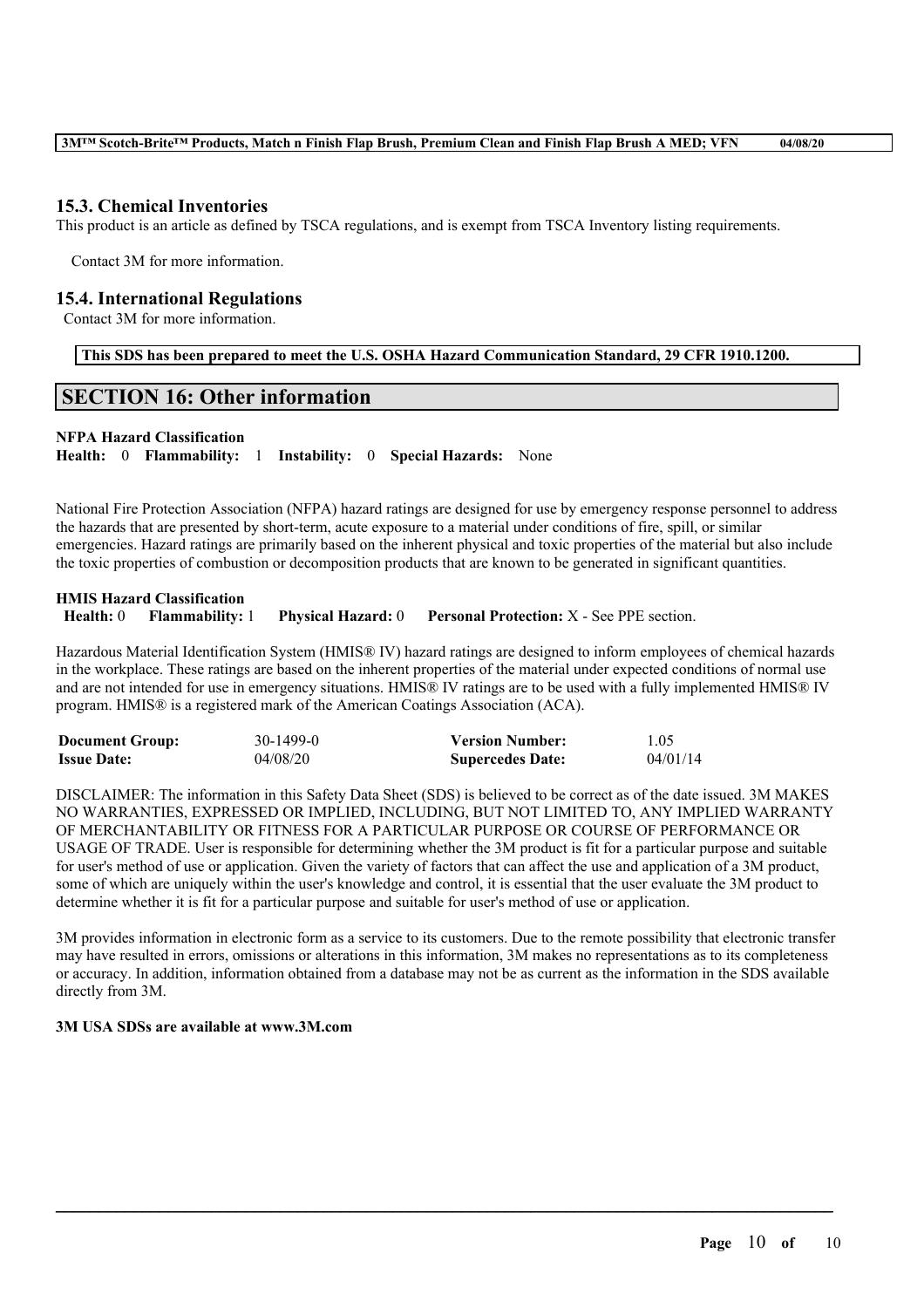## 15.3. Chemical Inventories

This product is an article as defined by TSCA regulations, and is exempt from TSCA Inventory listing requirements.

Contact 3M for more information.

## 15.4. International Regulations

Contact 3M for more information.

**This SDS has been prepared to meet the U.S. OSHA Hazard Communication Standard, 29 CFR 1910.1200.**

# SECTION 16: Other information

**NFPA Hazard Classification**

**Health:** 0 **Flammability:** 1 **Instability:** 0 **Special Hazards:** None

National Fire Protection Association (NFPA) hazard ratings are designed for use by emergency response personnel to address the hazards that are presented by short-term, acute exposure to a material under conditions of fire, spill, or similar emergencies. Hazard ratings are primarily based on the inherent physical and toxic properties of the material but also include the toxic properties of combustion or decomposition products that are known to be generated in significant quantities.

**HMIS Hazard Classification**

**Health:** 0 **Flammability:** 1 **Physical Hazard:** 0 **Personal Protection:** X - See PPE section.

Hazardous Material Identification System (HMIS® IV) hazard ratings are designed to inform employees of chemical hazards in the workplace. These ratings are based on the inherent properties of the material under expected conditions of normal use and are not intended for use in emergency situations. HMIS® IV ratings are to be used with a fully implemented HMIS® IV program. HMIS® is a registered mark of the American Coatings Association (ACA).

| | | | |
|---|---|---|---|
| **Document Group:** | 30-1499-0 | **Version Number:** | 1.05 |
| **Issue Date:** | 04/08/20 | **Supercedes Date:** | 04/01/14 |

DISCLAIMER: The information in this Safety Data Sheet (SDS) is believed to be correct as of the date issued. 3M MAKES NO WARRANTIES, EXPRESSED OR IMPLIED, INCLUDING, BUT NOT LIMITED TO, ANY IMPLIED WARRANTY OF MERCHANTABILITY OR FITNESS FOR A PARTICULAR PURPOSE OR COURSE OF PERFORMANCE OR USAGE OF TRADE. User is responsible for determining whether the 3M product is fit for a particular purpose and suitable for user's method of use or application. Given the variety of factors that can affect the use and application of a 3M product, some of which are uniquely within the user's knowledge and control, it is essential that the user evaluate the 3M product to determine whether it is fit for a particular purpose and suitable for user's method of use or application.

3M provides information in electronic form as a service to its customers. Due to the remote possibility that electronic transfer may have resulted in errors, omissions or alterations in this information, 3M makes no representations as to its completeness or accuracy. In addition, information obtained from a database may not be as current as the information in the SDS available directly from 3M.

**3M USA SDSs are available at www.3M.com**